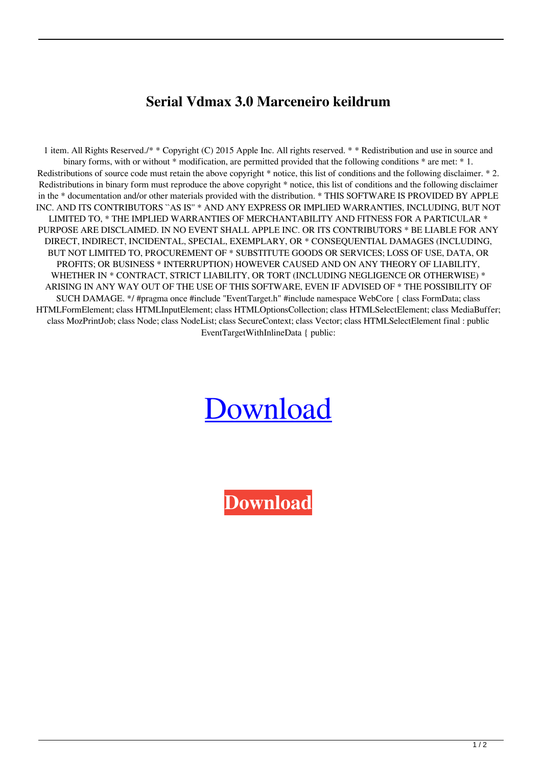# Serial Vdmax 3.0 Marceneiro keildrum

1 item. All Rights Reserved./* * Copyright (C) 2015 Apple Inc. All rights reserved. * * Redistribution and use in source and binary forms, with or without * modification, are permitted provided that the following conditions * are met: * 1. Redistributions of source code must retain the above copyright * notice, this list of conditions and the following disclaimer. * 2. Redistributions in binary form must reproduce the above copyright * notice, this list of conditions and the following disclaimer in the * documentation and/or other materials provided with the distribution. * THIS SOFTWARE IS PROVIDED BY APPLE INC. AND ITS CONTRIBUTORS ``AS IS'' * AND ANY EXPRESS OR IMPLIED WARRANTIES, INCLUDING, BUT NOT LIMITED TO, * THE IMPLIED WARRANTIES OF MERCHANTABILITY AND FITNESS FOR A PARTICULAR * PURPOSE ARE DISCLAIMED. IN NO EVENT SHALL APPLE INC. OR ITS CONTRIBUTORS * BE LIABLE FOR ANY DIRECT, INDIRECT, INCIDENTAL, SPECIAL, EXEMPLARY, OR * CONSEQUENTIAL DAMAGES (INCLUDING, BUT NOT LIMITED TO, PROCUREMENT OF * SUBSTITUTE GOODS OR SERVICES; LOSS OF USE, DATA, OR PROFITS; OR BUSINESS * INTERRUPTION) HOWEVER CAUSED AND ON ANY THEORY OF LIABILITY, WHETHER IN * CONTRACT, STRICT LIABILITY, OR TORT (INCLUDING NEGLIGENCE OR OTHERWISE) * ARISING IN ANY WAY OUT OF THE USE OF THIS SOFTWARE, EVEN IF ADVISED OF * THE POSSIBILITY OF SUCH DAMAGE. */ #pragma once #include "EventTarget.h" #include namespace WebCore { class FormData; class HTMLFormElement; class HTMLInputElement; class HTMLOptionsCollection; class HTMLSelectElement; class MediaBuffer; class MozPrintJob; class Node; class NodeList; class SecureContext; class Vector; class HTMLSelectElement final : public EventTargetWithInlineData { public:

Download

**Download**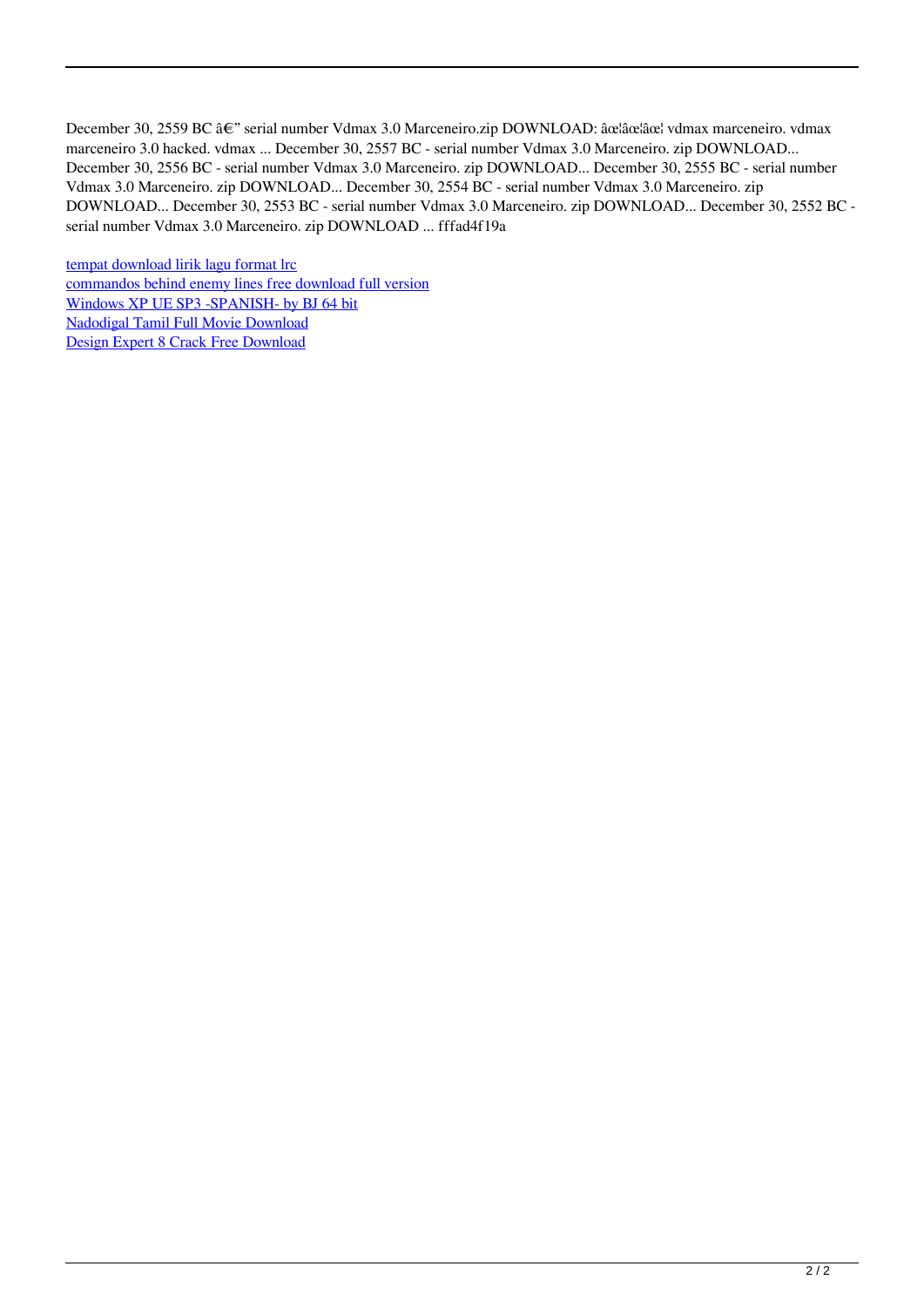December 30, 2559 BC â€" serial number Vdmax 3.0 Marceneiro.zip DOWNLOAD: âœ¦âœ¦âœ¦ vdmax marceneiro. vdmax marceneiro 3.0 hacked. vdmax ... December 30, 2557 BC - serial number Vdmax 3.0 Marceneiro. zip DOWNLOAD... December 30, 2556 BC - serial number Vdmax 3.0 Marceneiro. zip DOWNLOAD... December 30, 2555 BC - serial number Vdmax 3.0 Marceneiro. zip DOWNLOAD... December 30, 2554 BC - serial number Vdmax 3.0 Marceneiro. zip DOWNLOAD... December 30, 2553 BC - serial number Vdmax 3.0 Marceneiro. zip DOWNLOAD... December 30, 2552 BC - serial number Vdmax 3.0 Marceneiro. zip DOWNLOAD ... fffad4f19a

tempat download lirik lagu format lrc
commandos behind enemy lines free download full version
Windows XP UE SP3 -SPANISH- by BJ 64 bit
Nadodigal Tamil Full Movie Download
Design Expert 8 Crack Free Download